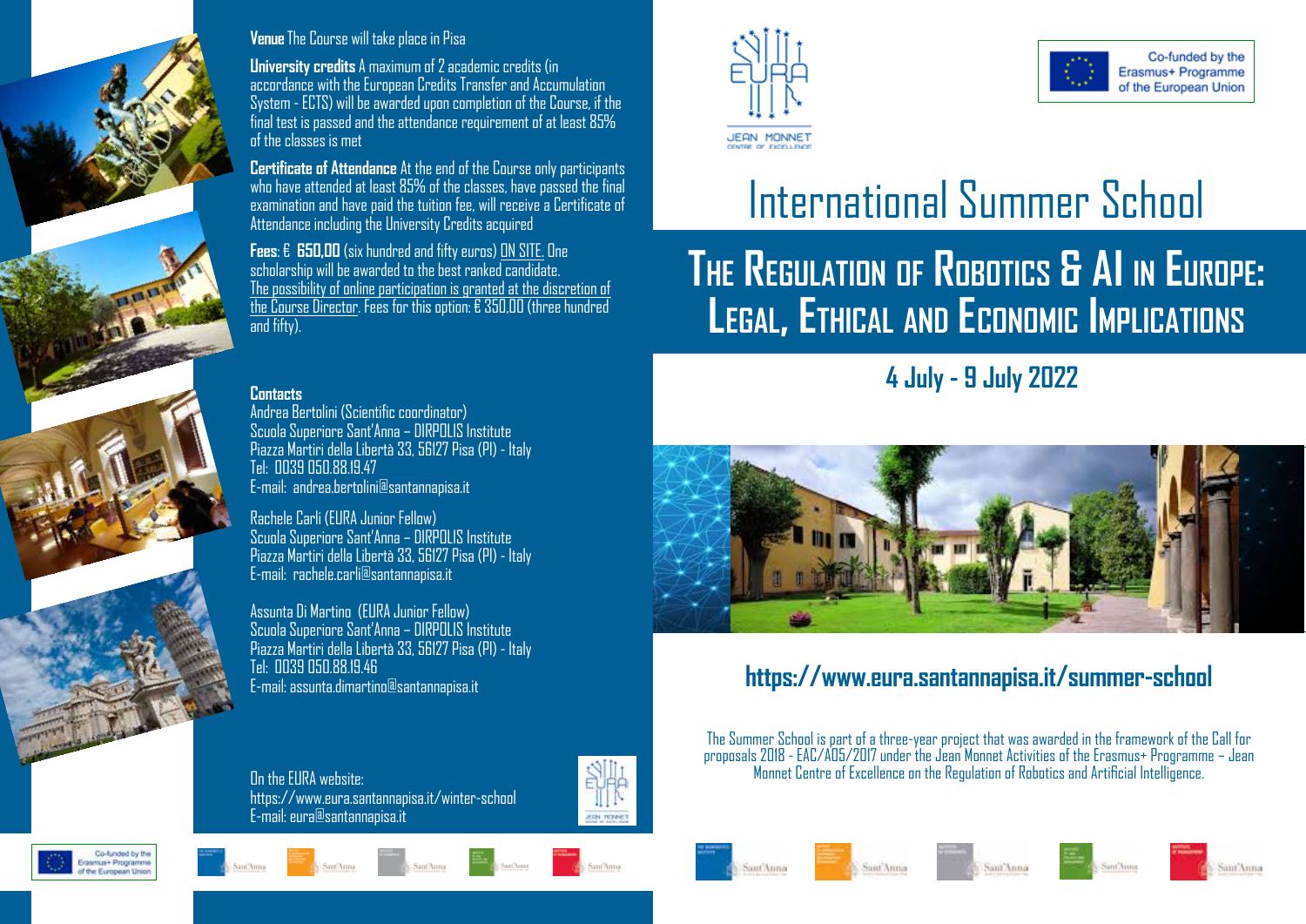**Venue** The Course will take place in Pisa

**University credits** A maximum of 2 academic credits (in accordance with the European Credits Transfer and Accumulation System - ECTS) will be awarded upon completion of the Course, if the final test is passed and the attendance requirement of at least 85% of the classes is met

**Certificate of Attendance** At the end of the Course only participants who have attended at least 85% of the classes, have passed the final examination and have paid the tuition fee, will receive a Certificate of Attendance including the University Credits acquired

**Fees**: € **650,00** (six hundred and fifty euros) ON SITE. One scholarship will be awarded to the best ranked candidate. The possibility of online participation is granted at the discretion of the Course Director. Fees for this option: € 350,00 (three hundred and fifty).

**Contacts**

Andrea Bertolini (Scientific coordinator)
Scuola Superiore Sant'Anna – DIRPOLIS Institute
Piazza Martiri della Libertà 33, 56127 Pisa (PI) - Italy
Tel: 0039 050.88.19.47
E-mail: andrea.bertolini@santannapisa.it

Rachele Carli (EURA Junior Fellow)
Scuola Superiore Sant'Anna – DIRPOLIS Institute
Piazza Martiri della Libertà 33, 56127 Pisa (PI) - Italy
E-mail: rachele.carli@santannapisa.it

Assunta Di Martino (EURA Junior Fellow)
Scuola Superiore Sant'Anna – DIRPOLIS Institute
Piazza Martiri della Libertà 33, 56127 Pisa (PI) - Italy
Tel: 0039 050.88.19.46
E-mail: assunta.dimartino@santannapisa.it

On the EURA website:
https://www.eura.santannapisa.it/winter-school
E-mail: eura@santannapisa.it

EURA JEAN MONNET CENTRE OF EXCELLENCE

Co-funded by the Erasmus+ Programme of the European Union

# International Summer School

## The Regulation of Robotics & AI in Europe: Legal, Ethical and Economic Implications

**4 July - 9 July 2022**

**https://www.eura.santannapisa.it/summer-school**

The Summer School is part of a three-year project that was awarded in the framework of the Call for proposals 2018 - EAC/A05/2017 under the Jean Monnet Activities of the Erasmus+ Programme – Jean Monnet Centre of Excellence on the Regulation of Robotics and Artificial Intelligence.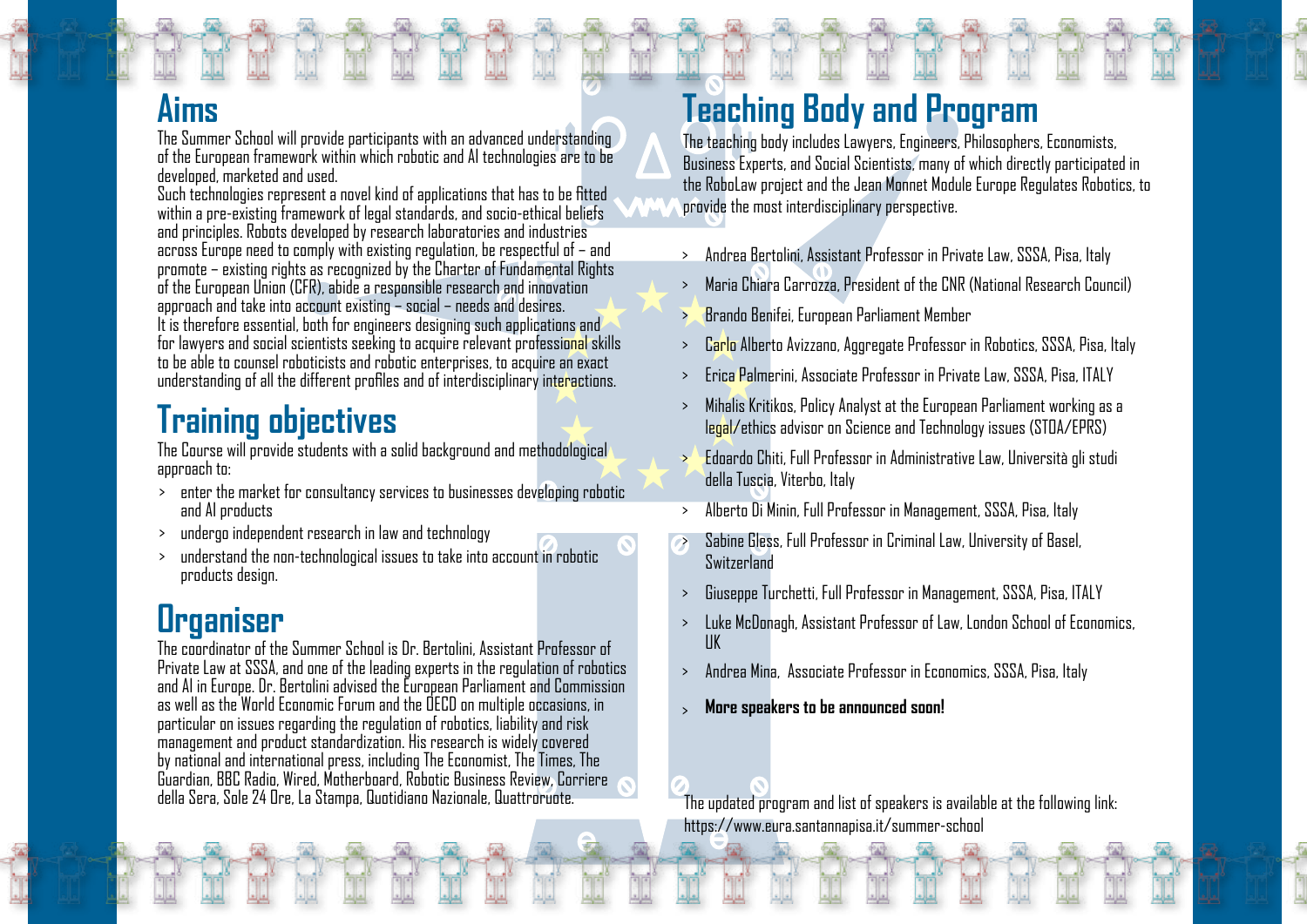## Aims

The Summer School will provide participants with an advanced understanding of the European framework within which robotic and AI technologies are to be developed, marketed and used.

Such technologies represent a novel kind of applications that has to be fitted within a pre-existing framework of legal standards, and socio-ethical beliefs and principles. Robots developed by research laboratories and industries across Europe need to comply with existing regulation, be respectful of – and promote – existing rights as recognized by the Charter of Fundamental Rights of the European Union (CFR), abide a responsible research and innovation approach and take into account existing – social – needs and desires.

It is therefore essential, both for engineers designing such applications and for lawyers and social scientists seeking to acquire relevant professional skills to be able to counsel roboticists and robotic enterprises, to acquire an exact understanding of all the different profiles and of interdisciplinary interactions.

## Training objectives

The Course will provide students with a solid background and methodological approach to:

- enter the market for consultancy services to businesses developing robotic and AI products
- undergo independent research in law and technology
- understand the non-technological issues to take into account in robotic products design.

## Organiser

The coordinator of the Summer School is Dr. Bertolini, Assistant Professor of Private Law at SSSA, and one of the leading experts in the regulation of robotics and AI in Europe. Dr. Bertolini advised the European Parliament and Commission as well as the World Economic Forum and the OECD on multiple occasions, in particular on issues regarding the regulation of robotics, liability and risk management and product standardization. His research is widely covered by national and international press, including The Economist, The Times, The Guardian, BBC Radio, Wired, Motherboard, Robotic Business Review, Corriere della Sera, Sole 24 Ore, La Stampa, Quotidiano Nazionale, Quattroruote.

## Teaching Body and Program

The teaching body includes Lawyers, Engineers, Philosophers, Economists, Business Experts, and Social Scientists, many of which directly participated in the RoboLaw project and the Jean Monnet Module Europe Regulates Robotics, to provide the most interdisciplinary perspective.

- Andrea Bertolini, Assistant Professor in Private Law, SSSA, Pisa, Italy
- Maria Chiara Carrozza, President of the CNR (National Research Council)
- Brando Benifei, European Parliament Member
- Carlo Alberto Avizzano, Aggregate Professor in Robotics, SSSA, Pisa, Italy
- Erica Palmerini, Associate Professor in Private Law, SSSA, Pisa, ITALY
- Mihalis Kritikos, Policy Analyst at the European Parliament working as a legal/ethics advisor on Science and Technology issues (STOA/EPRS)
- Edoardo Chiti, Full Professor in Administrative Law, Università gli studi della Tuscia, Viterbo, Italy
- Alberto Di Minin, Full Professor in Management, SSSA, Pisa, Italy
- Sabine Gless, Full Professor in Criminal Law, University of Basel, Switzerland
- Giuseppe Turchetti, Full Professor in Management, SSSA, Pisa, ITALY
- Luke McDonagh, Assistant Professor of Law, London School of Economics, UK
- Andrea Mina, Associate Professor in Economics, SSSA, Pisa, Italy
- **More speakers to be announced soon!**

The updated program and list of speakers is available at the following link: https://www.eura.santannapisa.it/summer-school